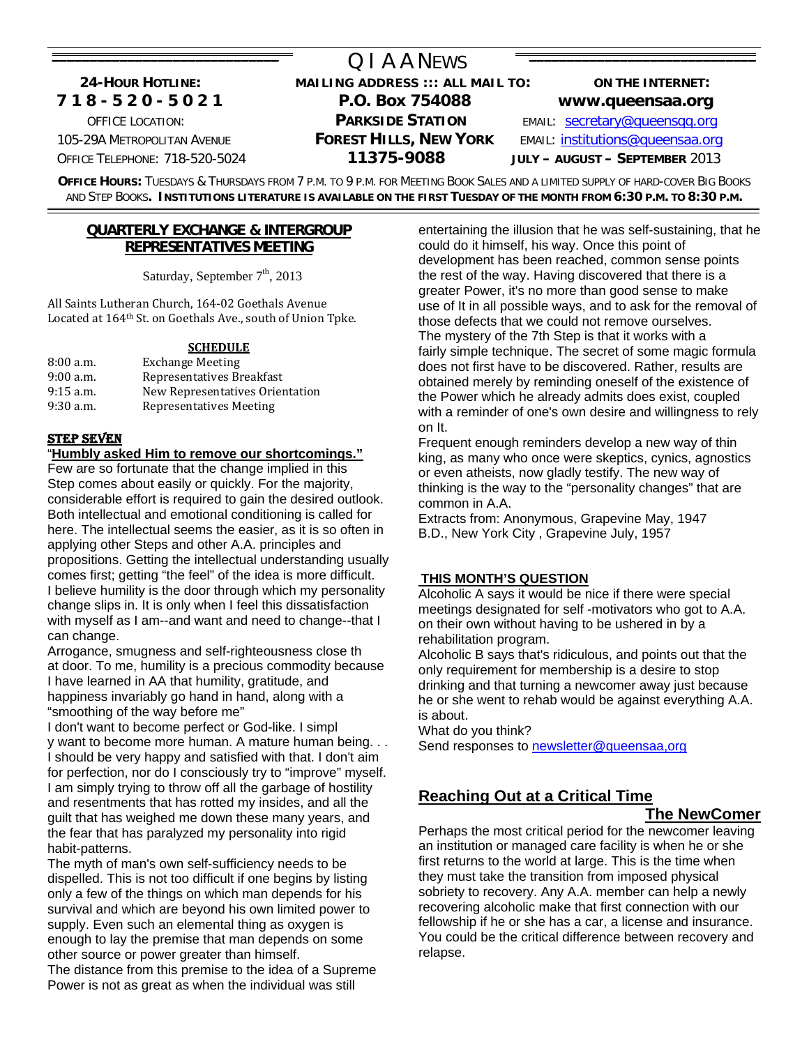# QIAA NEWS

**24-HOUR HOTLINE:**
**718-520-5021**
OFFICE LOCATION:
105-29A METROPOLITAN AVENUE
OFFICE TELEPHONE: 718-520-5024

**MAILING ADDRESS ::: ALL MAIL TO:**
**P.O. Box 754088**
**PARKSIDE STATION**
**FOREST HILLS, NEW YORK**
**11375-9088**

**ON THE INTERNET:**
**www.queensaa.org**
EMAIL: secretary@queensqq.org
EMAIL: institutions@queensaa.org
**JULY – AUGUST – SEPTEMBER** 2013

**OFFICE HOURS:** TUESDAYS & THURSDAYS FROM 7 P.M. TO 9 P.M. FOR MEETING BOOK SALES AND A LIMITED SUPPLY OF HARD-COVER BIG BOOKS AND STEP BOOKS. **INSTITUTIONS LITERATURE IS AVAILABLE ON THE FIRST TUESDAY OF THE MONTH FROM 6:30 P.M. TO 8:30 P.M.**

## QUARTERLY EXCHANGE & INTERGROUP REPRESENTATIVES MEETING

Saturday, September 7th, 2013

All Saints Lutheran Church, 164-02 Goethals Avenue
Located at 164th St. on Goethals Ave., south of Union Tpke.

**SCHEDULE**

| | |
|---|---|
| 8:00 a.m. | Exchange Meeting |
| 9:00 a.m. | Representatives Breakfast |
| 9:15 a.m. | New Representatives Orientation |
| 9:30 a.m. | Representatives Meeting |

## STEP SEVEN

"**Humbly asked Him to remove our shortcomings."**

Few are so fortunate that the change implied in this Step comes about easily or quickly. For the majority, considerable effort is required to gain the desired outlook. Both intellectual and emotional conditioning is called for here. The intellectual seems the easier, as it is so often in applying other Steps and other A.A. principles and propositions. Getting the intellectual understanding usually comes first; getting "the feel" of the idea is more difficult. I believe humility is the door through which my personality change slips in. It is only when I feel this dissatisfaction with myself as I am--and want and need to change--that I can change.

Arrogance, smugness and self-righteousness close th at door. To me, humility is a precious commodity because I have learned in AA that humility, gratitude, and happiness invariably go hand in hand, along with a "smoothing of the way before me"

I don't want to become perfect or God-like. I simpl y want to become more human. A mature human being. . . I should be very happy and satisfied with that. I don't aim for perfection, nor do I consciously try to "improve" myself. I am simply trying to throw off all the garbage of hostility and resentments that has rotted my insides, and all the guilt that has weighed me down these many years, and the fear that has paralyzed my personality into rigid habit-patterns.

The myth of man's own self-sufficiency needs to be dispelled. This is not too difficult if one begins by listing only a few of the things on which man depends for his survival and which are beyond his own limited power to supply. Even such an elemental thing as oxygen is enough to lay the premise that man depends on some other source or power greater than himself.

The distance from this premise to the idea of a Supreme Power is not as great as when the individual was still entertaining the illusion that he was self-sustaining, that he could do it himself, his way. Once this point of development has been reached, common sense points the rest of the way. Having discovered that there is a greater Power, it's no more than good sense to make use of It in all possible ways, and to ask for the removal of those defects that we could not remove ourselves.

The mystery of the 7th Step is that it works with a fairly simple technique. The secret of some magic formula does not first have to be discovered. Rather, results are obtained merely by reminding oneself of the existence of the Power which he already admits does exist, coupled with a reminder of one's own desire and willingness to rely on It.

Frequent enough reminders develop a new way of thin king, as many who once were skeptics, cynics, agnostics or even atheists, now gladly testify. The new way of thinking is the way to the "personality changes" that are common in A.A.

Extracts from: Anonymous, Grapevine May, 1947
B.D., New York City , Grapevine July, 1957

## THIS MONTH'S QUESTION

Alcoholic A says it would be nice if there were special meetings designated for self -motivators who got to A.A. on their own without having to be ushered in by a rehabilitation program.

Alcoholic B says that's ridiculous, and points out that the only requirement for membership is a desire to stop drinking and that turning a newcomer away just because he or she went to rehab would be against everything A.A. is about.

What do you think?

Send responses to newsletter@queensaa,org

## Reaching Out at a Critical Time

### The NewComer

Perhaps the most critical period for the newcomer leaving an institution or managed care facility is when he or she first returns to the world at large. This is the time when they must take the transition from imposed physical sobriety to recovery. Any A.A. member can help a newly recovering alcoholic make that first connection with our fellowship if he or she has a car, a license and insurance. You could be the critical difference between recovery and relapse.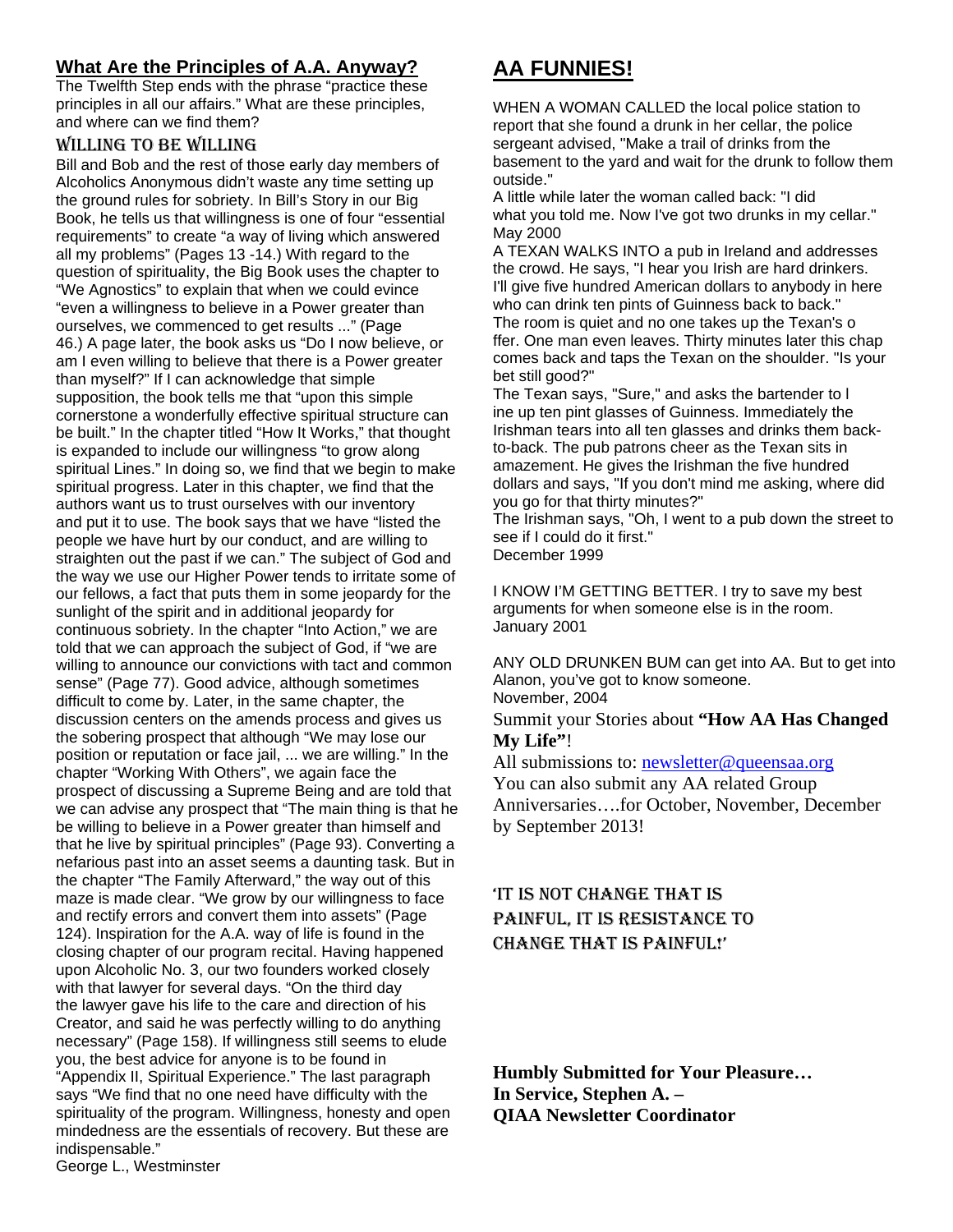## What Are the Principles of A.A. Anyway?

The Twelfth Step ends with the phrase "practice these principles in all our affairs." What are these principles, and where can we find them?

### WILLING TO BE WILLING

Bill and Bob and the rest of those early day members of Alcoholics Anonymous didn't waste any time setting up the ground rules for sobriety. In Bill's Story in our Big Book, he tells us that willingness is one of four "essential requirements" to create "a way of living which answered all my problems" (Pages 13 -14.) With regard to the question of spirituality, the Big Book uses the chapter to "We Agnostics" to explain that when we could evince "even a willingness to believe in a Power greater than ourselves, we commenced to get results ..." (Page 46.) A page later, the book asks us "Do I now believe, or am I even willing to believe that there is a Power greater than myself?" If I can acknowledge that simple supposition, the book tells me that "upon this simple cornerstone a wonderfully effective spiritual structure can be built." In the chapter titled "How It Works," that thought is expanded to include our willingness "to grow along spiritual Lines." In doing so, we find that we begin to make spiritual progress. Later in this chapter, we find that the authors want us to trust ourselves with our inventory and put it to use. The book says that we have "listed the people we have hurt by our conduct, and are willing to straighten out the past if we can." The subject of God and the way we use our Higher Power tends to irritate some of our fellows, a fact that puts them in some jeopardy for the sunlight of the spirit and in additional jeopardy for continuous sobriety. In the chapter "Into Action," we are told that we can approach the subject of God, if "we are willing to announce our convictions with tact and common sense" (Page 77). Good advice, although sometimes difficult to come by. Later, in the same chapter, the discussion centers on the amends process and gives us the sobering prospect that although "We may lose our position or reputation or face jail, ... we are willing." In the chapter "Working With Others", we again face the prospect of discussing a Supreme Being and are told that we can advise any prospect that "The main thing is that he be willing to believe in a Power greater than himself and that he live by spiritual principles" (Page 93). Converting a nefarious past into an asset seems a daunting task. But in the chapter "The Family Afterward," the way out of this maze is made clear. "We grow by our willingness to face and rectify errors and convert them into assets" (Page 124). Inspiration for the A.A. way of life is found in the closing chapter of our program recital. Having happened upon Alcoholic No. 3, our two founders worked closely with that lawyer for several days. "On the third day the lawyer gave his life to the care and direction of his Creator, and said he was perfectly willing to do anything necessary" (Page 158). If willingness still seems to elude you, the best advice for anyone is to be found in "Appendix II, Spiritual Experience." The last paragraph says "We find that no one need have difficulty with the spirituality of the program. Willingness, honesty and open mindedness are the essentials of recovery. But these are indispensable."

George L., Westminster

## AA FUNNIES!

WHEN A WOMAN CALLED the local police station to report that she found a drunk in her cellar, the police sergeant advised, "Make a trail of drinks from the basement to the yard and wait for the drunk to follow them outside."
A little while later the woman called back: "I did what you told me. Now I've got two drunks in my cellar."
May 2000

A TEXAN WALKS INTO a pub in Ireland and addresses the crowd. He says, "I hear you Irish are hard drinkers. I'll give five hundred American dollars to anybody in here who can drink ten pints of Guinness back to back."
The room is quiet and no one takes up the Texan's o ffer. One man even leaves. Thirty minutes later this chap comes back and taps the Texan on the shoulder. "Is your bet still good?"
The Texan says, "Sure," and asks the bartender to l ine up ten pint glasses of Guinness. Immediately the Irishman tears into all ten glasses and drinks them back-to-back. The pub patrons cheer as the Texan sits in amazement. He gives the Irishman the five hundred dollars and says, "If you don't mind me asking, where did you go for that thirty minutes?"
The Irishman says, "Oh, I went to a pub down the street to see if I could do it first."
December 1999

I KNOW I'M GETTING BETTER. I try to save my best arguments for when someone else is in the room.
January 2001

ANY OLD DRUNKEN BUM can get into AA. But to get into Alanon, you've got to know someone.
November, 2004

Summit your Stories about **"How AA Has Changed My Life"**!

All submissions to: newsletter@queensaa.org

You can also submit any AA related Group Anniversaries….for October, November, December by September 2013!

'IT IS NOT CHANGE THAT IS PAINFUL, IT IS RESISTANCE TO CHANGE THAT IS PAINFUL!'

**Humbly Submitted for Your Pleasure…**
**In Service, Stephen A. –**
**QIAA Newsletter Coordinator**